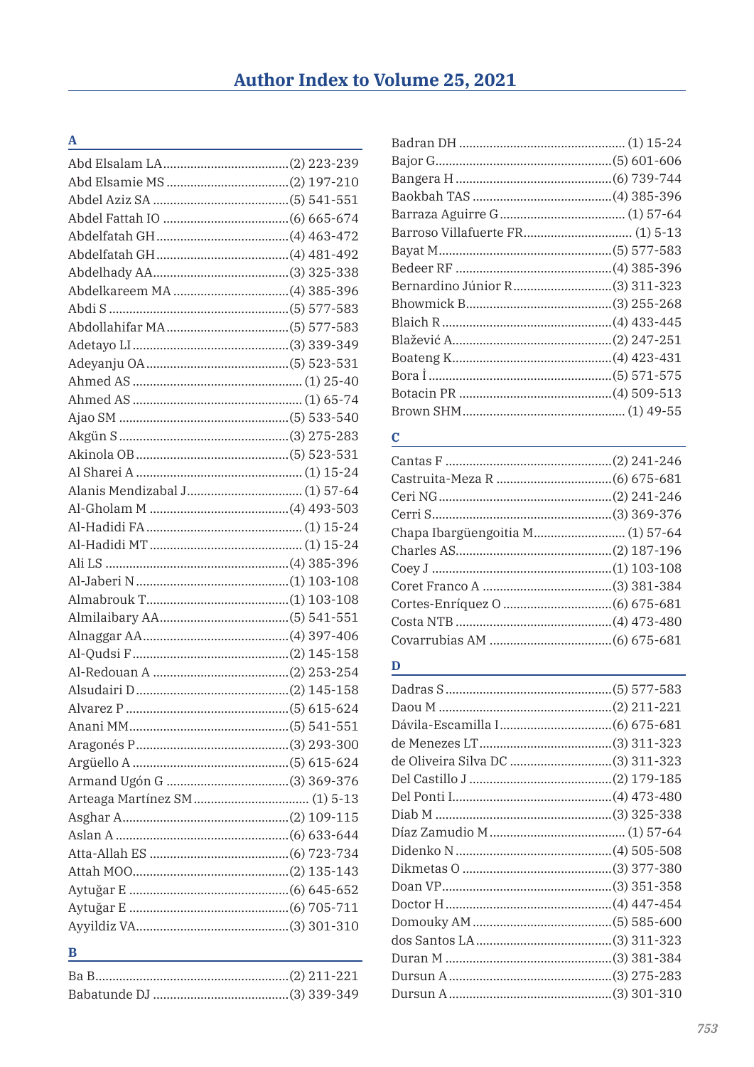# Author Index to Volume 25, 2021

## A

Abd Elsalam LA ..................................... (2) 223-239
Abd Elsamie MS ..................................... (2) 197-210
Abdel Aziz SA ..................................... (5) 541-551
Abdel Fattah IO ..................................... (6) 665-674
Abdelfatah GH ..................................... (4) 463-472
Abdelfatah GH ..................................... (4) 481-492
Abdelhady AA ..................................... (3) 325-338
Abdelkareem MA ..................................... (4) 385-396
Abdi S ..................................... (5) 577-583
Abdollahifar MA ..................................... (5) 577-583
Adetayo LI ..................................... (3) 339-349
Adeyanju OA ..................................... (5) 523-531
Ahmed AS ..................................... (1) 25-40
Ahmed AS ..................................... (1) 65-74
Ajao SM ..................................... (5) 533-540
Akgün S ..................................... (3) 275-283
Akinola OB ..................................... (5) 523-531
Al Sharei A ..................................... (1) 15-24
Alanis Mendizabal J ..................................... (1) 57-64
Al-Gholam M ..................................... (4) 493-503
Al-Hadidi FA ..................................... (1) 15-24
Al-Hadidi MT ..................................... (1) 15-24
Ali LS ..................................... (4) 385-396
Al-Jaberi N ..................................... (1) 103-108
Almabrouk T ..................................... (1) 103-108
Almilaibary AA ..................................... (5) 541-551
Alnaggar AA ..................................... (4) 397-406
Al-Qudsi F ..................................... (2) 145-158
Al-Redouan A ..................................... (2) 253-254
Alsudairi D ..................................... (2) 145-158
Alvarez P ..................................... (5) 615-624
Anani MM ..................................... (5) 541-551
Aragonés P ..................................... (3) 293-300
Argüello A ..................................... (5) 615-624
Armand Ugón G ..................................... (3) 369-376
Arteaga Martínez SM ..................................... (1) 5-13
Asghar A ..................................... (2) 109-115
Aslan A ..................................... (6) 633-644
Atta-Allah ES ..................................... (6) 723-734
Attah MOO ..................................... (2) 135-143
Aytuğar E ..................................... (6) 645-652
Aytuğar E ..................................... (6) 705-711
Ayyildiz VA ..................................... (3) 301-310

## B

Ba B ..................................... (2) 211-221
Babatunde DJ ..................................... (3) 339-349
Badran DH ..................................... (1) 15-24
Bajor G ..................................... (5) 601-606
Bangera H ..................................... (6) 739-744
Baokbah TAS ..................................... (4) 385-396
Barraza Aguirre G ..................................... (1) 57-64
Barroso Villafuerte FR ..................................... (1) 5-13
Bayat M ..................................... (5) 577-583
Bedeer RF ..................................... (4) 385-396
Bernardino Júnior R ..................................... (3) 311-323
Bhowmick B ..................................... (3) 255-268
Blaich R ..................................... (4) 433-445
Blažević A ..................................... (2) 247-251
Boateng K ..................................... (4) 423-431
Bora İ ..................................... (5) 571-575
Botacin PR ..................................... (4) 509-513
Brown SHM ..................................... (1) 49-55

## C

Cantas F ..................................... (2) 241-246
Castruita-Meza R ..................................... (6) 675-681
Ceri NG ..................................... (2) 241-246
Cerri S ..................................... (3) 369-376
Chapa Ibargüengoitia M ..................................... (1) 57-64
Charles AS ..................................... (2) 187-196
Coey J ..................................... (1) 103-108
Coret Franco A ..................................... (3) 381-384
Cortes-Enríquez O ..................................... (6) 675-681
Costa NTB ..................................... (4) 473-480
Covarrubias AM ..................................... (6) 675-681

## D

Dadras S ..................................... (5) 577-583
Daou M ..................................... (2) 211-221
Dávila-Escamilla I ..................................... (6) 675-681
de Menezes LT ..................................... (3) 311-323
de Oliveira Silva DC ..................................... (3) 311-323
Del Castillo J ..................................... (2) 179-185
Del Ponti I ..................................... (4) 473-480
Diab M ..................................... (3) 325-338
Díaz Zamudio M ..................................... (1) 57-64
Didenko N ..................................... (4) 505-508
Dikmetas O ..................................... (3) 377-380
Doan VP ..................................... (3) 351-358
Doctor H ..................................... (4) 447-454
Domouky AM ..................................... (5) 585-600
dos Santos LA ..................................... (3) 311-323
Duran M ..................................... (3) 381-384
Dursun A ..................................... (3) 275-283
Dursun A ..................................... (3) 301-310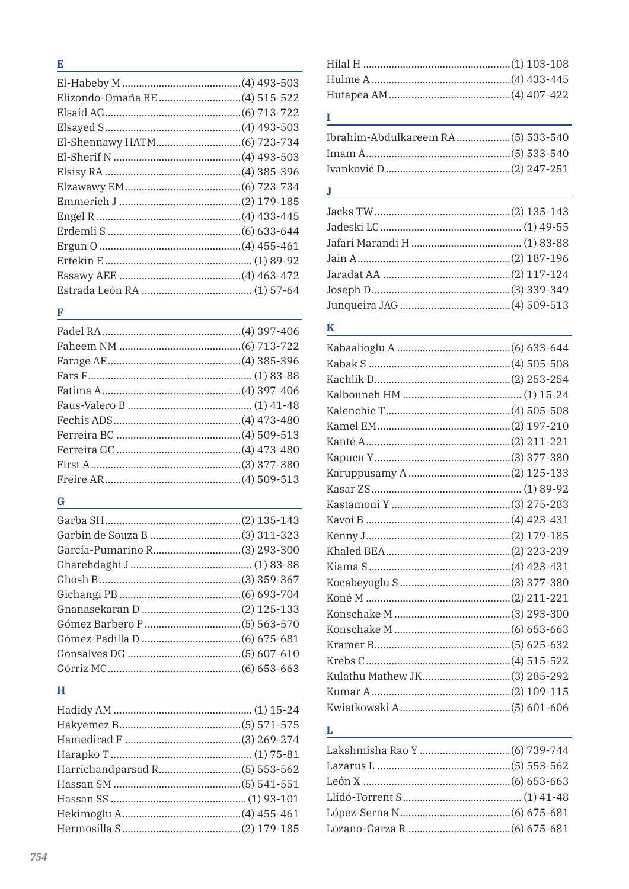## E

El-Habeby M ........................................(4) 493-503
Elizondo-Omaña RE ...............................(4) 515-522
Elsaid AG...............................................(6) 713-722
Elsayed S ...............................................(4) 493-503
El-Shennawy HATM.................................(6) 723-734
El-Sherif N .............................................(4) 493-503
Elsisy RA ...............................................(4) 385-396
Elzawawy EM..........................................(6) 723-734
Emmerich J ............................................(2) 179-185
Engel R ..................................................(4) 433-445
Erdemli S ...............................................(6) 633-644
Ergun O ..................................................(4) 455-461
Ertekin E .................................................. (1) 89-92
Essawy AEE ...........................................(4) 463-472
Estrada León RA ....................................... (1) 57-64

## F

Fadel RA.................................................(4) 397-406
Faheem NM ...........................................(6) 713-722
Farage AE...............................................(4) 385-396
Fars F......................................................... (1) 83-88
Fatima A.................................................(4) 397-406
Faus-Valero B ........................................... (1) 41-48
Fechis ADS.............................................(4) 473-480
Ferreira BC ............................................(4) 509-513
Ferreira GC ............................................(4) 473-480
First A.....................................................(3) 377-380
Freire AR................................................(4) 509-513

## G

Garba SH.................................................(2) 135-143
Garbin de Souza B .................................(3) 311-323
García-Pumarino R.................................(3) 293-300
Gharehdaghi J .......................................... (1) 83-88
Ghosh B..................................................(3) 359-367
Gichangi PB ...........................................(6) 693-704
Gnanasekaran D ....................................(2) 125-133
Gómez Barbero P...................................(5) 563-570
Gómez-Padilla D ....................................(6) 675-681
Gonsalves DG ........................................(5) 607-610
Górriz MC...............................................(6) 653-663

## H

Hadidy AM ................................................ (1) 15-24
Hakyemez B............................................(5) 571-575
Hamedirad F ..........................................(3) 269-274
Harapko T.................................................. (1) 75-81
Harrichandparsad R...............................(5) 553-562
Hassan SM .............................................(5) 541-551
Hassan SS ................................................ (1) 93-101
Hekimoglu A...........................................(4) 455-461
Hermosilla S...........................................(2) 179-185
Hilal H ....................................................(1) 103-108
Hulme A .................................................(4) 433-445
Hutapea AM ...........................................(4) 407-422

## I

Ibrahim-Abdulkareem RA...................(5) 533-540
Imam A...................................................(5) 533-540
Ivanković D ............................................(2) 247-251

## J

Jacks TW................................................(2) 135-143
Jadeski LC .................................................. (1) 49-55
Jafari Marandi H ....................................... (1) 83-88
Jain A......................................................(2) 187-196
Jaradat AA .............................................(2) 117-124
Joseph D.................................................(3) 339-349
Junqueira JAG .......................................(4) 509-513

## K

Kabaalioglu A ........................................(6) 633-644
Kabak S ..................................................(4) 505-508
Kachlik D.................................................(2) 253-254
Kalbouneh HM .......................................... (1) 15-24
Kalenchic T.............................................(4) 505-508
Kamel EM...............................................(2) 197-210
Kanté A...................................................(2) 211-221
Kapucu Y................................................(3) 377-380
Karuppusamy A ....................................(2) 125-133
Kasar ZS ................................................... (1) 89-92
Kastamoni Y ..........................................(3) 275-283
Kavoi B ..................................................(4) 423-431
Kenny J...................................................(2) 179-185
Khaled BEA............................................(2) 223-239
Kiama S ..................................................(4) 423-431
Kocabeyoglu S .......................................(3) 377-380
Koné M ..................................................(2) 211-221
Konschake M .........................................(3) 293-300
Konschake M .........................................(6) 653-663
Kramer B................................................(5) 625-632
Krebs C ..................................................(4) 515-522
Kulathu Mathew JK...............................(3) 285-292
Kumar A .................................................(2) 109-115
Kwiatkowski A.......................................(5) 601-606

## L

Lakshmisha Rao Y ................................(6) 739-744
Lazarus L ...............................................(5) 553-562
León X ....................................................(6) 653-663
Llidó-Torrent S .......................................... (1) 41-48
López-Serna N.......................................(6) 675-681
Lozano-Garza R ....................................(6) 675-681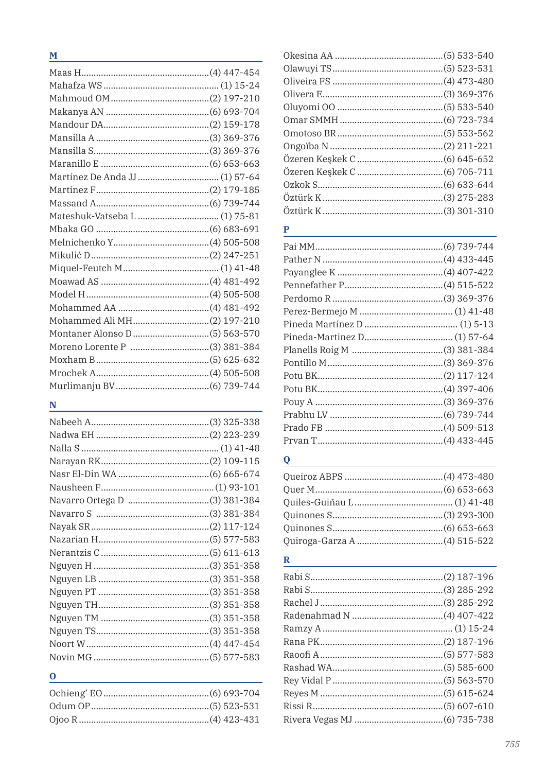## M

Maas H....(4) 447-454
Mahfza WS .... (1) 15-24
Mahmoud OM....(2) 197-210
Makanya AN ....(6) 693-704
Mandour DA....(2) 159-178
Mansilla A ....(3) 369-376
Mansilla S....(3) 369-376
Maranillo E ....(6) 653-663
Martínez De Anda JJ .... (1) 57-64
Martínez F....(2) 179-185
Massand A....(6) 739-744
Mateshuk-Vatseba L .... (1) 75-81
Mbaka GO ....(6) 683-691
Melnichenko Y....(4) 505-508
Mikulić D....(2) 247-251
Miquel-Feutch M.... (1) 41-48
Moawad AS ....(4) 481-492
Model H....(4) 505-508
Mohammed AA ....(4) 481-492
Mohammed Ali MH....(2) 197-210
Montaner Alonso D....(5) 563-570
Moreno Lorente P ....(3) 381-384
Moxham B....(5) 625-632
Mrochek A....(4) 505-508
Murlimanju BV....(6) 739-744

## N

Nabeeh A....(3) 325-338
Nadwa EH ....(2) 223-239
Nalla S .... (1) 41-48
Narayan RK....(2) 109-115
Nasr El-Din WA ....(6) 665-674
Nausheen F....(1) 93-101
Navarro Ortega D ....(3) 381-384
Navarro S ....(3) 381-384
Nayak SR....(2) 117-124
Nazarian H....(5) 577-583
Nerantzis C ....(5) 611-613
Nguyen H ....(3) 351-358
Nguyen LB ....(3) 351-358
Nguyen PT ....(3) 351-358
Nguyen TH....(3) 351-358
Nguyen TM ....(3) 351-358
Nguyen TS....(3) 351-358
Noort W....(4) 447-454
Novin MG ....(5) 577-583

## O

Ochieng' EO ....(6) 693-704
Odum OP....(5) 523-531
Ojoo R ....(4) 423-431
Okesina AA ....(5) 533-540
Olawuyi TS....(5) 523-531
Oliveira FS ....(4) 473-480
Olivera E....(3) 369-376
Oluyomi OO ....(5) 533-540
Omar SMMH ....(6) 723-734
Omotoso BR ....(5) 553-562
Ongoïba N ....(2) 211-221
Özeren Keşkek C ....(6) 645-652
Özeren Keşkek C ....(6) 705-711
Ozkok S....(6) 633-644
Öztürk K ....(3) 275-283
Öztürk K ....(3) 301-310

## P

Pai MM....(6) 739-744
Pather N ....(4) 433-445
Payanglee K ....(4) 407-422
Pennefather P....(4) 515-522
Perdomo R ....(3) 369-376
Perez-Bermejo M .... (1) 41-48
Pineda Martínez D .... (1) 5-13
Pineda-Martinez D.... (1) 57-64
Planells Roig M ....(3) 381-384
Pontillo M....(3) 369-376
Potu BK....(2) 117-124
Potu BK....(4) 397-406
Pouy A ....(3) 369-376
Prabhu LV ....(6) 739-744
Prado FB ....(4) 509-513
Prvan T....(4) 433-445

## Q

Queiroz ABPS ....(4) 473-480
Quer M....(6) 653-663
Quiles-Guiñau L.... (1) 41-48
Quinones S....(3) 293-300
Quinones S....(6) 653-663
Quiroga-Garza A ....(4) 515-522

## R

Rabi S....(2) 187-196
Rabi S....(3) 285-292
Rachel J ....(3) 285-292
Radenahmad N ....(4) 407-422
Ramzy A .... (1) 15-24
Rana PK....(2) 187-196
Raoofi A ....(5) 577-583
Rashad WA....(5) 585-600
Rey Vidal P ....(5) 563-570
Reyes M ....(5) 615-624
Rissi R....(5) 607-610
Rivera Vegas MJ ....(6) 735-738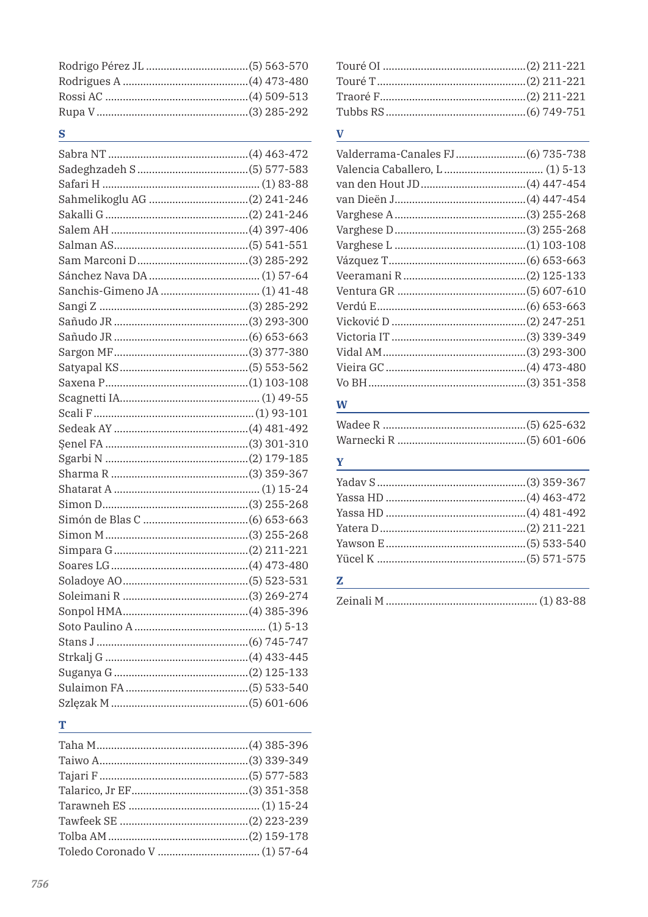Rodrigo Pérez JL ..................................(5) 563-570
Rodrigues A ..........................................(4) 473-480
Rossi AC ................................................(4) 509-513
Rupa V ...................................................(3) 285-292

## S

Sabra NT ...............................................(4) 463-472
Sadeghzadeh S ......................................(5) 577-583
Safari H ...................................................... (1) 83-88
Sahmelikoglu AG ..................................(2) 241-246
Sakalli G ................................................(2) 241-246
Salem AH ..............................................(4) 397-406
Salman AS.............................................(5) 541-551
Sam Marconi D .....................................(3) 285-292
Sánchez Nava DA ...................................... (1) 57-64
Sanchis-Gimeno JA .................................. (1) 41-48
Sangi Z ..................................................(3) 285-292
Sañudo JR .............................................(3) 293-300
Sañudo JR .............................................(6) 653-663
Sargon MF.............................................(3) 377-380
Satyapal KS...........................................(5) 553-562
Saxena P................................................(1) 103-108
Scagnetti IA................................................ (1) 49-55
Scali F ......................................................(1) 93-101
Sedeak AY .............................................(4) 481-492
Șenel FA ................................................(3) 301-310
Sgarbi N ................................................(2) 179-185
Sharma R ..............................................(3) 359-367
Shatarat A ................................................. (1) 15-24
Simon D.................................................(3) 255-268
Simón de Blas C ...................................(6) 653-663
Simon M ................................................(3) 255-268
Simpara G .............................................(2) 211-221
Soares LG ..............................................(4) 473-480
Soladoye AO..........................................(5) 523-531
Soleimani R ..........................................(3) 269-274
Sonpol HMA..........................................(4) 385-396
Soto Paulino A ............................................ (1) 5-13
Stans J ...................................................(6) 745-747
Strkalj G ................................................(4) 433-445
Suganya G .............................................(2) 125-133
Sulaimon FA .........................................(5) 533-540
Szlęzak M ..............................................(5) 601-606

## T

Taha M...................................................(4) 385-396
Taiwo A..................................................(3) 339-349
Tajari F ..................................................(5) 577-583
Talarico, Jr EF........................................(3) 351-358
Tarawneh ES ............................................. (1) 15-24
Tawfeek SE ...........................................(2) 223-239
Tolba AM ...............................................(2) 159-178
Toledo Coronado V .................................. (1) 57-64
Touré OI ................................................(2) 211-221
Touré T..................................................(2) 211-221
Traoré F.................................................(2) 211-221
Tubbs RS ...............................................(6) 749-751

## V

Valderrama-Canales FJ........................(6) 735-738
Valencia Caballero, L ................................. (1) 5-13
van den Hout JD...................................(4) 447-454
van Dieën J............................................(4) 447-454
Varghese A ............................................(3) 255-268
Varghese D ............................................(3) 255-268
Varghese L ............................................(1) 103-108
Vázquez T..............................................(6) 653-663
Veeramani R .........................................(2) 125-133
Ventura GR ...........................................(5) 607-610
Verdú E..................................................(6) 653-663
Vicković D .............................................(2) 247-251
Victoria IT .............................................(3) 339-349
Vidal AM................................................(3) 293-300
Vieira GC ...............................................(4) 473-480
Vo BH.....................................................(3) 351-358

## W

Wadee R ................................................(5) 625-632
Warnecki R ...........................................(5) 601-606

## Y

Yadav S ..................................................(3) 359-367
Yassa HD ...............................................(4) 463-472
Yassa HD ...............................................(4) 481-492
Yatera D.................................................(2) 211-221
Yawson E ...............................................(5) 533-540
Yücel K ..................................................(5) 571-575

## Z

Zeinali M ................................................... (1) 83-88